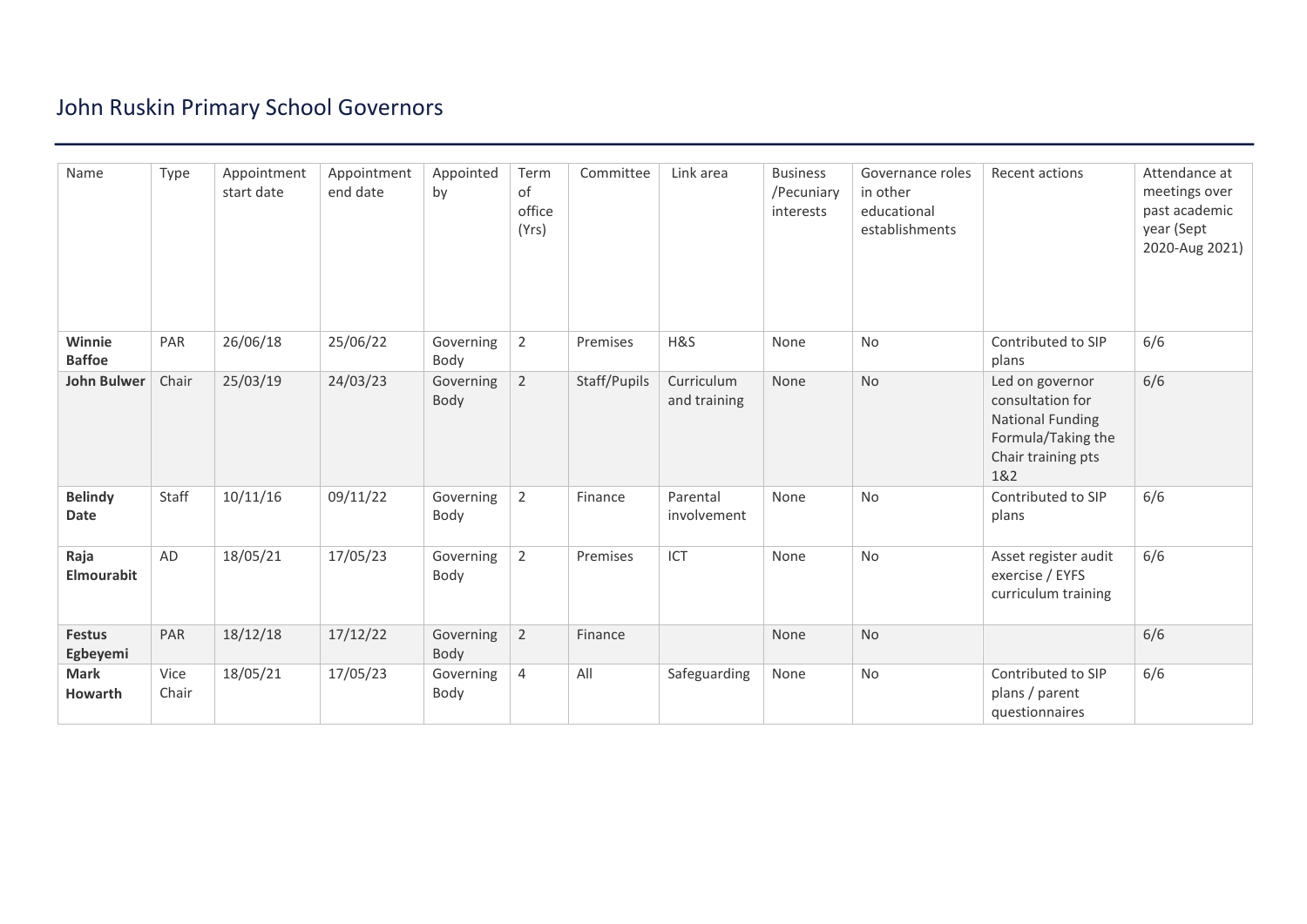# John Ruskin Primary School Governors

| Name | Type | Appointment start date | Appointment end date | Appointed by | Term of office (Yrs) | Committee | Link area | Business /Pecuniary interests | Governance roles in other educational establishments | Recent actions | Attendance at meetings over past academic year (Sept 2020-Aug 2021) |
|---|---|---|---|---|---|---|---|---|---|---|---|
| **Winnie Baffoe** | PAR | 26/06/18 | 25/06/22 | Governing Body | 2 | Premises | H&S | None | No | Contributed to SIP plans | 6/6 |
| **John Bulwer** | Chair | 25/03/19 | 24/03/23 | Governing Body | 2 | Staff/Pupils | Curriculum and training | None | No | Led on governor consultation for National Funding Formula/Taking the Chair training pts 1&2 | 6/6 |
| **Belindy Date** | Staff | 10/11/16 | 09/11/22 | Governing Body | 2 | Finance | Parental involvement | None | No | Contributed to SIP plans | 6/6 |
| **Raja Elmourabit** | AD | 18/05/21 | 17/05/23 | Governing Body | 2 | Premises | ICT | None | No | Asset register audit exercise / EYFS curriculum training | 6/6 |
| **Festus Egbeyemi** | PAR | 18/12/18 | 17/12/22 | Governing Body | 2 | Finance | | None | No | | 6/6 |
| **Mark Howarth** | Vice Chair | 18/05/21 | 17/05/23 | Governing Body | 4 | All | Safeguarding | None | No | Contributed to SIP plans / parent questionnaires | 6/6 |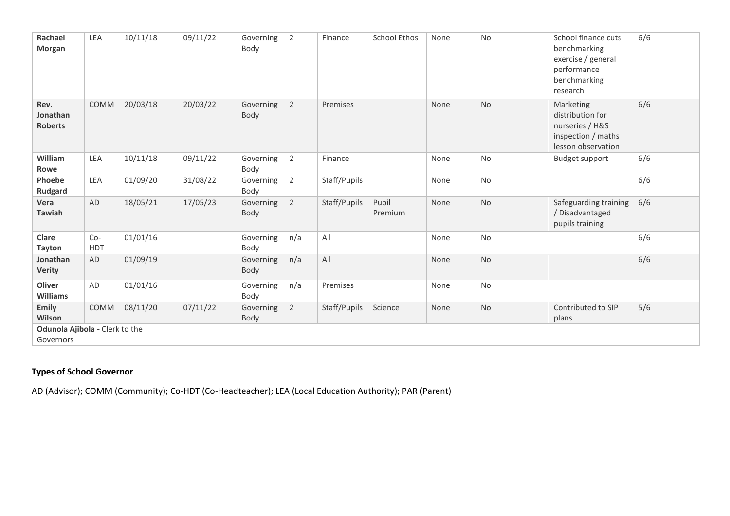| | | | | | | | | | | | |
|---|---|---|---|---|---|---|---|---|---|---|---|
| **Rachael Morgan** | LEA | 10/11/18 | 09/11/22 | Governing Body | 2 | Finance | School Ethos | None | No | School finance cuts benchmarking exercise / general performance benchmarking research | 6/6 |
| **Rev. Jonathan Roberts** | COMM | 20/03/18 | 20/03/22 | Governing Body | 2 | Premises | | None | No | Marketing distribution for nurseries / H&S inspection / maths lesson observation | 6/6 |
| **William Rowe** | LEA | 10/11/18 | 09/11/22 | Governing Body | 2 | Finance | | None | No | Budget support | 6/6 |
| **Phoebe Rudgard** | LEA | 01/09/20 | 31/08/22 | Governing Body | 2 | Staff/Pupils | | None | No | | 6/6 |
| **Vera Tawiah** | AD | 18/05/21 | 17/05/23 | Governing Body | 2 | Staff/Pupils | Pupil Premium | None | No | Safeguarding training / Disadvantaged pupils training | 6/6 |
| **Clare Tayton** | Co-HDT | 01/01/16 | | Governing Body | n/a | All | | None | No | | 6/6 |
| **Jonathan Verity** | AD | 01/09/19 | | Governing Body | n/a | All | | None | No | | 6/6 |
| **Oliver Williams** | AD | 01/01/16 | | Governing Body | n/a | Premises | | None | No | | |
| **Emily Wilson** | COMM | 08/11/20 | 07/11/22 | Governing Body | 2 | Staff/Pupils | Science | None | No | Contributed to SIP plans | 5/6 |
| **Odunola Ajibola -** Clerk to the Governors | | | | | | | | | | | |

**Types of School Governor**

AD (Advisor); COMM (Community); Co-HDT (Co-Headteacher); LEA (Local Education Authority); PAR (Parent)